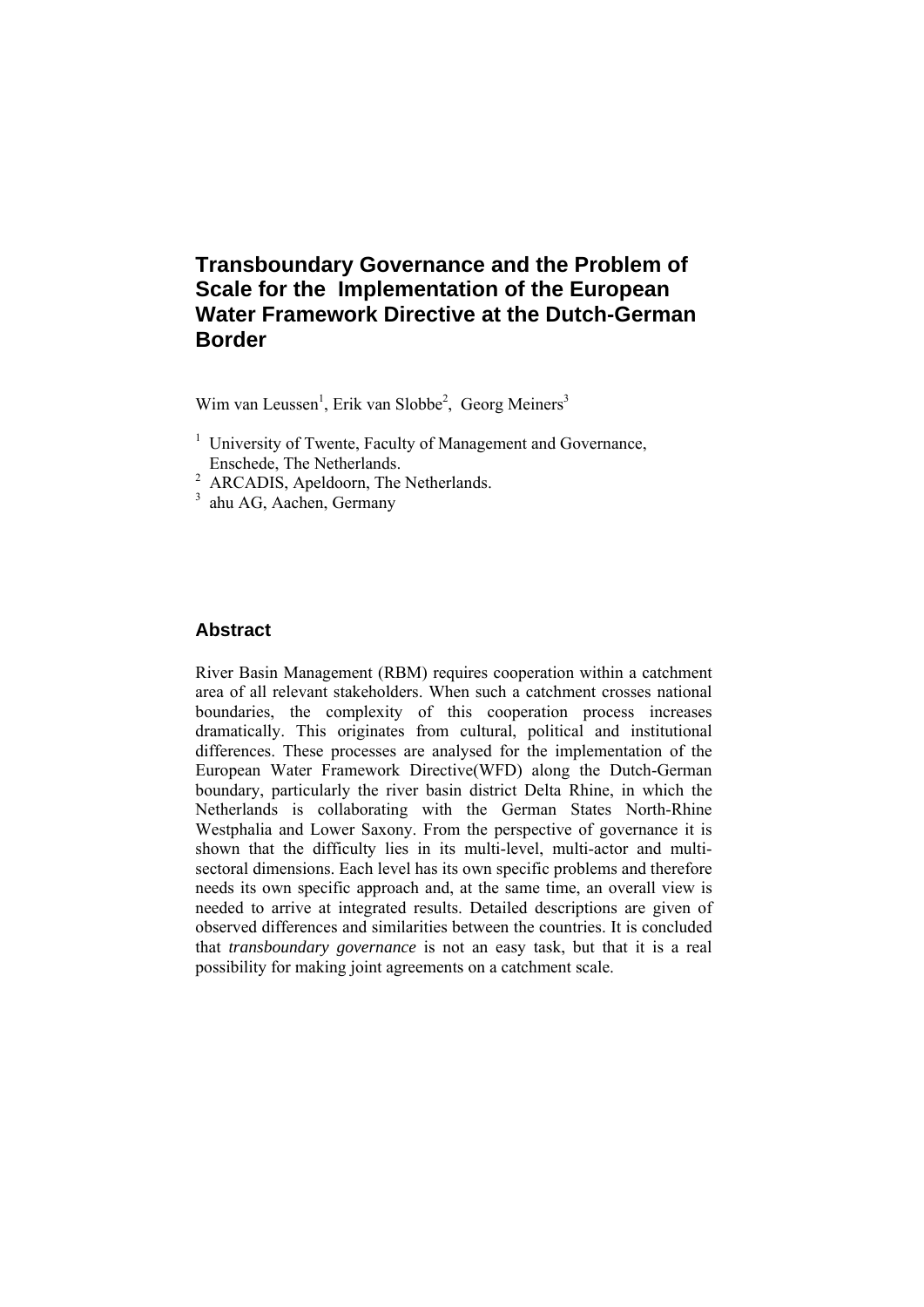# Transboundary Governance and the Problem of Scale for the Implementation of the European Water Framework Directive at the Dutch-German Border

Wim van Leussen[1], Erik van Slobbe[2], Georg Meiners[3]

[1] University of Twente, Faculty of Management and Governance, Enschede, The Netherlands.
[2] ARCADIS, Apeldoorn, The Netherlands.
[3] ahu AG, Aachen, Germany

## Abstract

River Basin Management (RBM) requires cooperation within a catchment area of all relevant stakeholders. When such a catchment crosses national boundaries, the complexity of this cooperation process increases dramatically. This originates from cultural, political and institutional differences. These processes are analysed for the implementation of the European Water Framework Directive(WFD) along the Dutch-German boundary, particularly the river basin district Delta Rhine, in which the Netherlands is collaborating with the German States North-Rhine Westphalia and Lower Saxony. From the perspective of governance it is shown that the difficulty lies in its multi-level, multi-actor and multi-sectoral dimensions. Each level has its own specific problems and therefore needs its own specific approach and, at the same time, an overall view is needed to arrive at integrated results. Detailed descriptions are given of observed differences and similarities between the countries. It is concluded that *transboundary governance* is not an easy task, but that it is a real possibility for making joint agreements on a catchment scale.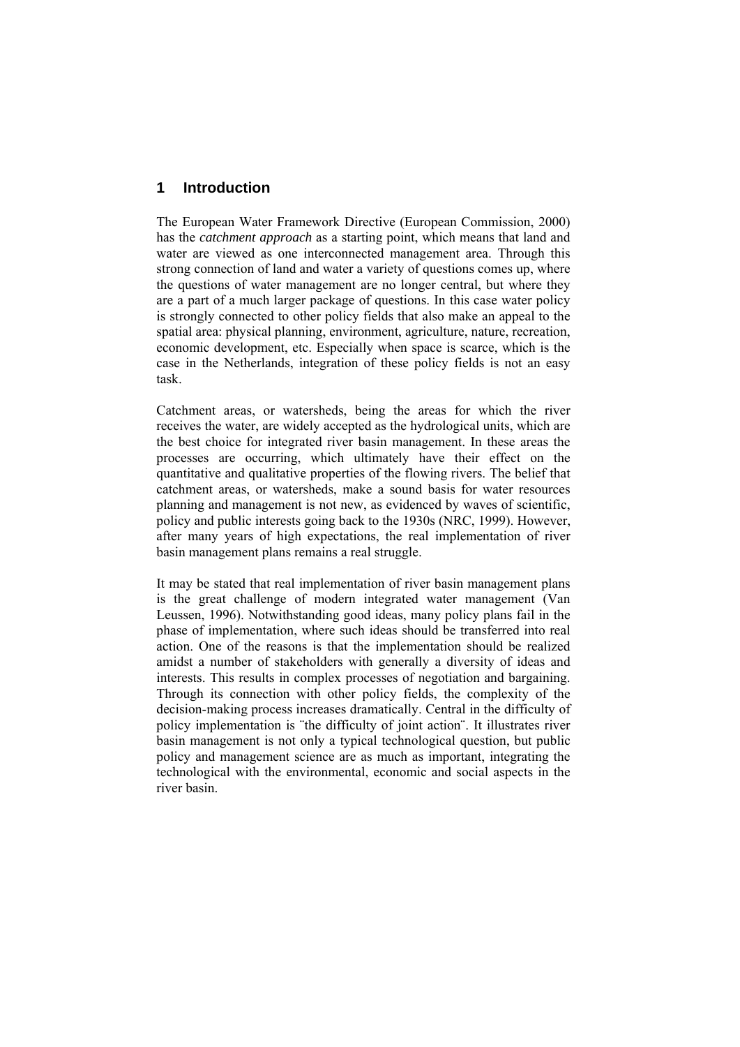# 1 Introduction

The European Water Framework Directive (European Commission, 2000) has the *catchment approach* as a starting point, which means that land and water are viewed as one interconnected management area. Through this strong connection of land and water a variety of questions comes up, where the questions of water management are no longer central, but where they are a part of a much larger package of questions. In this case water policy is strongly connected to other policy fields that also make an appeal to the spatial area: physical planning, environment, agriculture, nature, recreation, economic development, etc. Especially when space is scarce, which is the case in the Netherlands, integration of these policy fields is not an easy task.

Catchment areas, or watersheds, being the areas for which the river receives the water, are widely accepted as the hydrological units, which are the best choice for integrated river basin management. In these areas the processes are occurring, which ultimately have their effect on the quantitative and qualitative properties of the flowing rivers. The belief that catchment areas, or watersheds, make a sound basis for water resources planning and management is not new, as evidenced by waves of scientific, policy and public interests going back to the 1930s (NRC, 1999). However, after many years of high expectations, the real implementation of river basin management plans remains a real struggle.

It may be stated that real implementation of river basin management plans is the great challenge of modern integrated water management (Van Leussen, 1996). Notwithstanding good ideas, many policy plans fail in the phase of implementation, where such ideas should be transferred into real action. One of the reasons is that the implementation should be realized amidst a number of stakeholders with generally a diversity of ideas and interests. This results in complex processes of negotiation and bargaining. Through its connection with other policy fields, the complexity of the decision-making process increases dramatically. Central in the difficulty of policy implementation is ¨the difficulty of joint action¨. It illustrates river basin management is not only a typical technological question, but public policy and management science are as much as important, integrating the technological with the environmental, economic and social aspects in the river basin.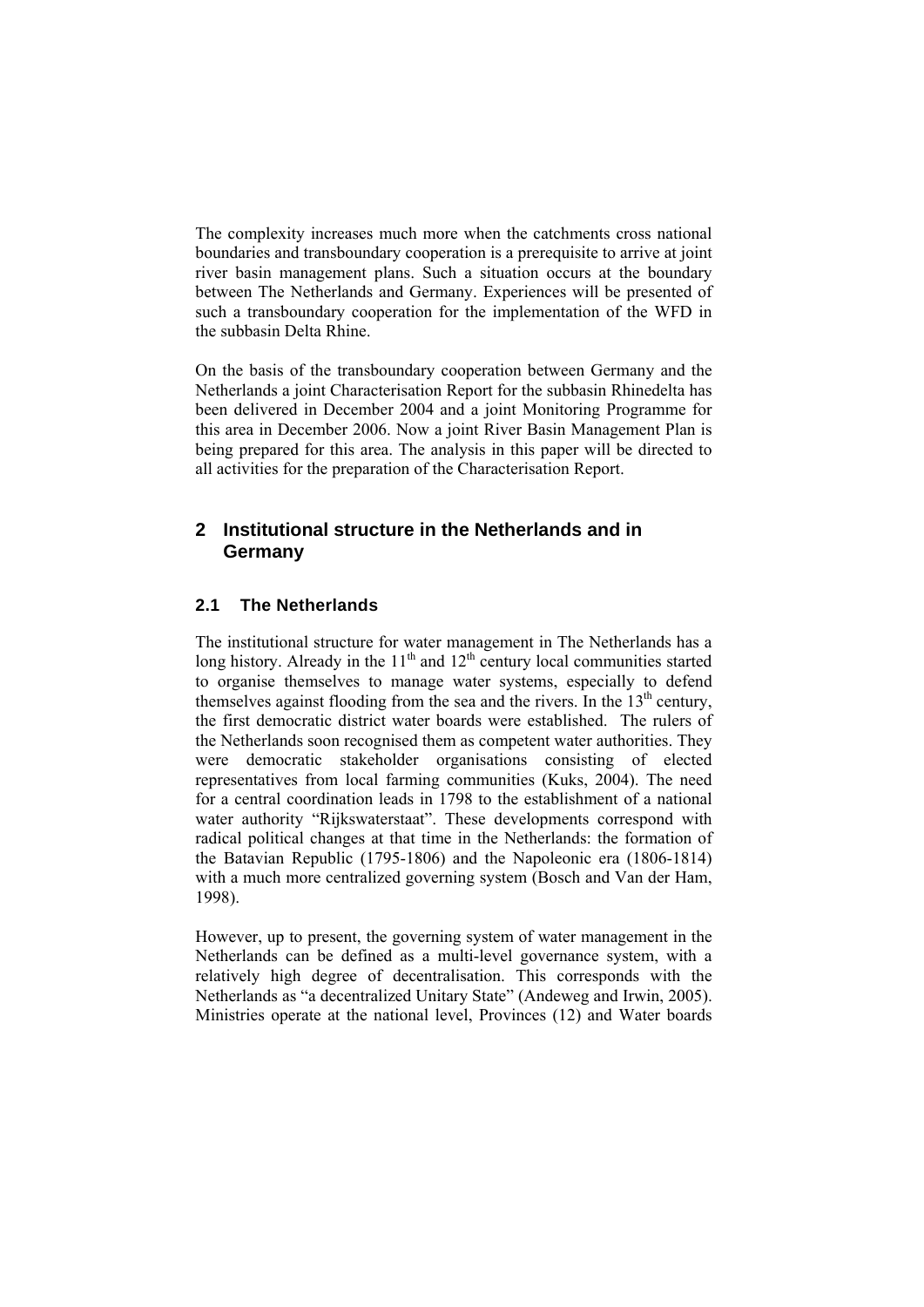The complexity increases much more when the catchments cross national boundaries and transboundary cooperation is a prerequisite to arrive at joint river basin management plans. Such a situation occurs at the boundary between The Netherlands and Germany. Experiences will be presented of such a transboundary cooperation for the implementation of the WFD in the subbasin Delta Rhine.

On the basis of the transboundary cooperation between Germany and the Netherlands a joint Characterisation Report for the subbasin Rhinedelta has been delivered in December 2004 and a joint Monitoring Programme for this area in December 2006. Now a joint River Basin Management Plan is being prepared for this area. The analysis in this paper will be directed to all activities for the preparation of the Characterisation Report.

## 2 Institutional structure in the Netherlands and in Germany

### 2.1 The Netherlands

The institutional structure for water management in The Netherlands has a long history. Already in the 11th and 12th century local communities started to organise themselves to manage water systems, especially to defend themselves against flooding from the sea and the rivers. In the 13th century, the first democratic district water boards were established. The rulers of the Netherlands soon recognised them as competent water authorities. They were democratic stakeholder organisations consisting of elected representatives from local farming communities (Kuks, 2004). The need for a central coordination leads in 1798 to the establishment of a national water authority "Rijkswaterstaat". These developments correspond with radical political changes at that time in the Netherlands: the formation of the Batavian Republic (1795-1806) and the Napoleonic era (1806-1814) with a much more centralized governing system (Bosch and Van der Ham, 1998).

However, up to present, the governing system of water management in the Netherlands can be defined as a multi-level governance system, with a relatively high degree of decentralisation. This corresponds with the Netherlands as "a decentralized Unitary State" (Andeweg and Irwin, 2005). Ministries operate at the national level, Provinces (12) and Water boards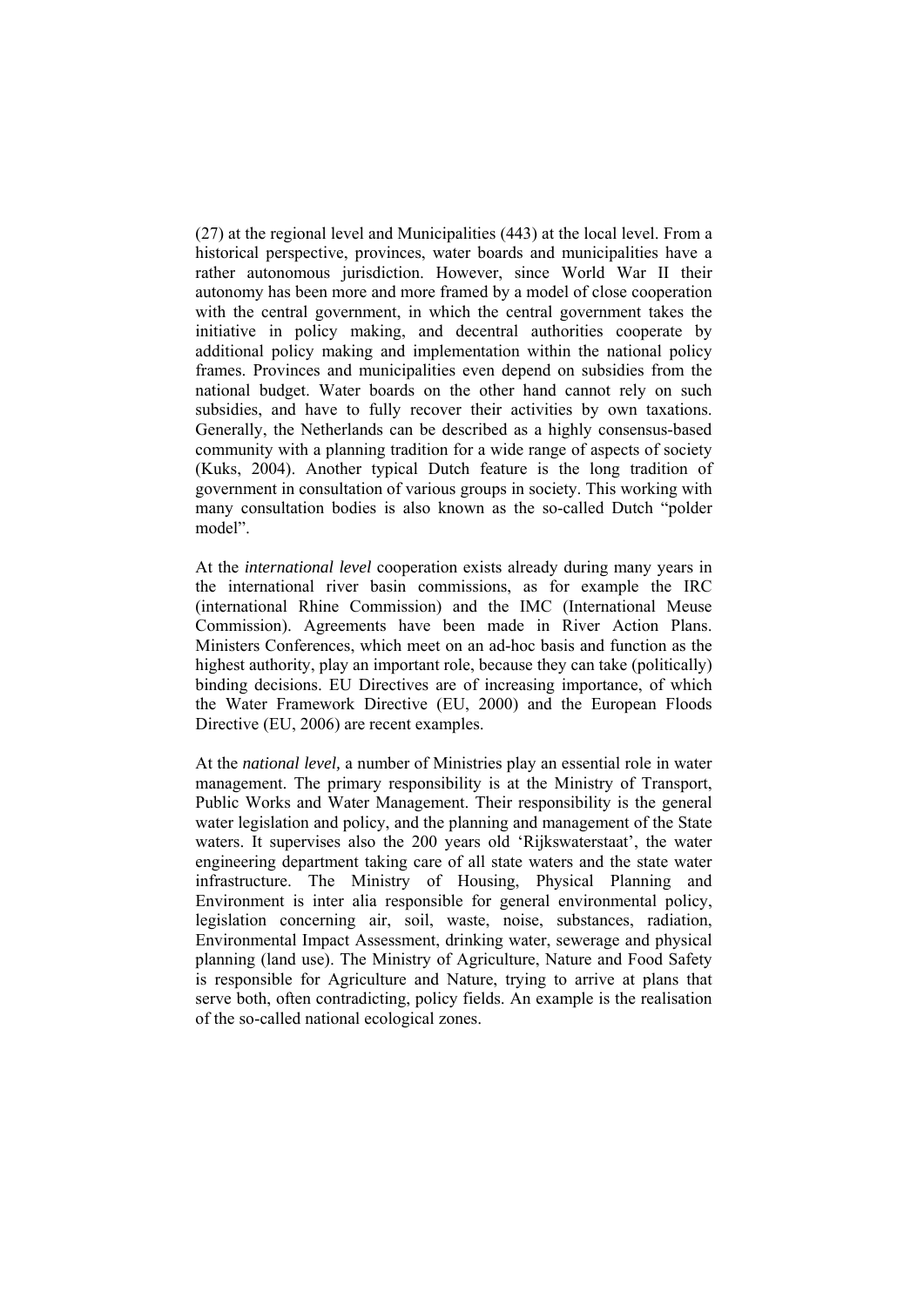(27) at the regional level and Municipalities (443) at the local level. From a historical perspective, provinces, water boards and municipalities have a rather autonomous jurisdiction. However, since World War II their autonomy has been more and more framed by a model of close cooperation with the central government, in which the central government takes the initiative in policy making, and decentral authorities cooperate by additional policy making and implementation within the national policy frames. Provinces and municipalities even depend on subsidies from the national budget. Water boards on the other hand cannot rely on such subsidies, and have to fully recover their activities by own taxations. Generally, the Netherlands can be described as a highly consensus-based community with a planning tradition for a wide range of aspects of society (Kuks, 2004). Another typical Dutch feature is the long tradition of government in consultation of various groups in society. This working with many consultation bodies is also known as the so-called Dutch "polder model".

At the *international level* cooperation exists already during many years in the international river basin commissions, as for example the IRC (international Rhine Commission) and the IMC (International Meuse Commission). Agreements have been made in River Action Plans. Ministers Conferences, which meet on an ad-hoc basis and function as the highest authority, play an important role, because they can take (politically) binding decisions. EU Directives are of increasing importance, of which the Water Framework Directive (EU, 2000) and the European Floods Directive (EU, 2006) are recent examples.

At the *national level,* a number of Ministries play an essential role in water management. The primary responsibility is at the Ministry of Transport, Public Works and Water Management. Their responsibility is the general water legislation and policy, and the planning and management of the State waters. It supervises also the 200 years old 'Rijkswaterstaat', the water engineering department taking care of all state waters and the state water infrastructure. The Ministry of Housing, Physical Planning and Environment is inter alia responsible for general environmental policy, legislation concerning air, soil, waste, noise, substances, radiation, Environmental Impact Assessment, drinking water, sewerage and physical planning (land use). The Ministry of Agriculture, Nature and Food Safety is responsible for Agriculture and Nature, trying to arrive at plans that serve both, often contradicting, policy fields. An example is the realisation of the so-called national ecological zones.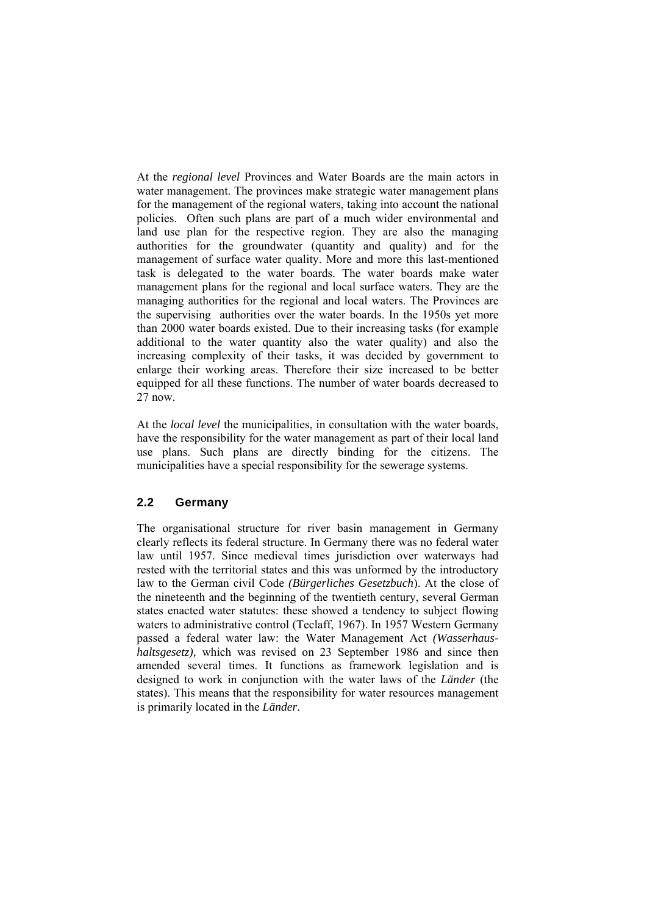At the *regional level* Provinces and Water Boards are the main actors in water management. The provinces make strategic water management plans for the management of the regional waters, taking into account the national policies. Often such plans are part of a much wider environmental and land use plan for the respective region. They are also the managing authorities for the groundwater (quantity and quality) and for the management of surface water quality. More and more this last-mentioned task is delegated to the water boards. The water boards make water management plans for the regional and local surface waters. They are the managing authorities for the regional and local waters. The Provinces are the supervising authorities over the water boards. In the 1950s yet more than 2000 water boards existed. Due to their increasing tasks (for example additional to the water quantity also the water quality) and also the increasing complexity of their tasks, it was decided by government to enlarge their working areas. Therefore their size increased to be better equipped for all these functions. The number of water boards decreased to 27 now.

At the *local level* the municipalities, in consultation with the water boards, have the responsibility for the water management as part of their local land use plans. Such plans are directly binding for the citizens. The municipalities have a special responsibility for the sewerage systems.

## 2.2 Germany

The organisational structure for river basin management in Germany clearly reflects its federal structure. In Germany there was no federal water law until 1957. Since medieval times jurisdiction over waterways had rested with the territorial states and this was unformed by the introductory law to the German civil Code *(Bürgerliches Gesetzbuch*). At the close of the nineteenth and the beginning of the twentieth century, several German states enacted water statutes: these showed a tendency to subject flowing waters to administrative control (Teclaff, 1967). In 1957 Western Germany passed a federal water law: the Water Management Act *(Wasserhaushaltsgesetz),* which was revised on 23 September 1986 and since then amended several times. It functions as framework legislation and is designed to work in conjunction with the water laws of the *Länder* (the states). This means that the responsibility for water resources management is primarily located in the *Länder*.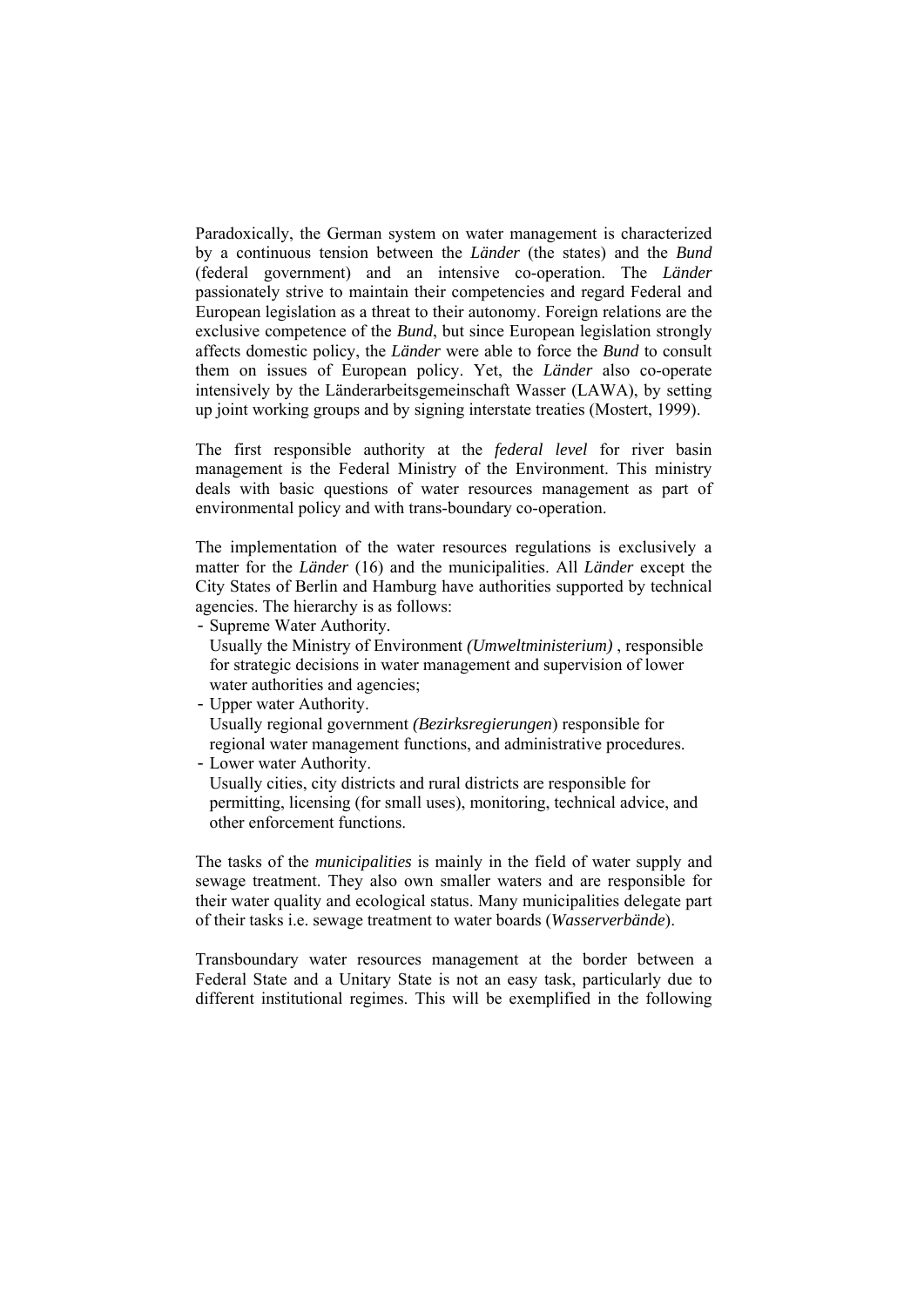Paradoxically, the German system on water management is characterized by a continuous tension between the *Länder* (the states) and the *Bund* (federal government) and an intensive co-operation. The *Länder* passionately strive to maintain their competencies and regard Federal and European legislation as a threat to their autonomy. Foreign relations are the exclusive competence of the *Bund*, but since European legislation strongly affects domestic policy, the *Länder* were able to force the *Bund* to consult them on issues of European policy. Yet, the *Länder* also co-operate intensively by the Länderarbeitsgemeinschaft Wasser (LAWA), by setting up joint working groups and by signing interstate treaties (Mostert, 1999).

The first responsible authority at the *federal level* for river basin management is the Federal Ministry of the Environment. This ministry deals with basic questions of water resources management as part of environmental policy and with trans-boundary co-operation.

The implementation of the water resources regulations is exclusively a matter for the *Länder* (16) and the municipalities. All *Länder* except the City States of Berlin and Hamburg have authorities supported by technical agencies. The hierarchy is as follows:

- Supreme Water Authority.
  Usually the Ministry of Environment *(Umweltministerium)* , responsible for strategic decisions in water management and supervision of lower water authorities and agencies;
- Upper water Authority.
  Usually regional government *(Bezirksregierungen*) responsible for regional water management functions, and administrative procedures.
- Lower water Authority.
  Usually cities, city districts and rural districts are responsible for permitting, licensing (for small uses), monitoring, technical advice, and other enforcement functions.

The tasks of the *municipalities* is mainly in the field of water supply and sewage treatment. They also own smaller waters and are responsible for their water quality and ecological status. Many municipalities delegate part of their tasks i.e. sewage treatment to water boards (*Wasserverbände*).

Transboundary water resources management at the border between a Federal State and a Unitary State is not an easy task, particularly due to different institutional regimes. This will be exemplified in the following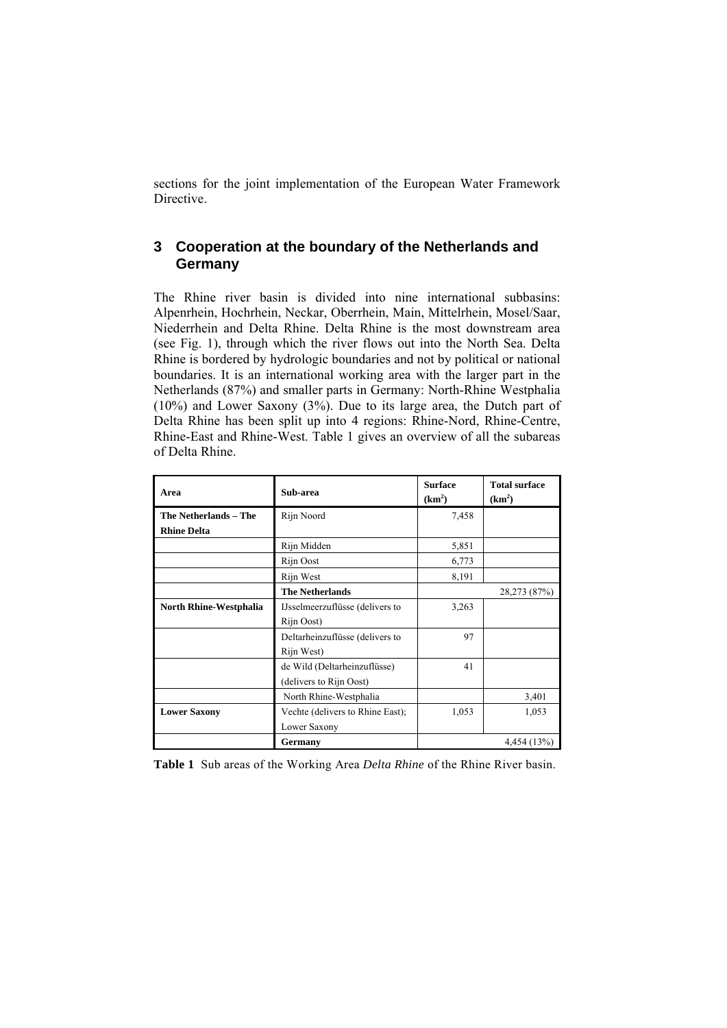sections for the joint implementation of the European Water Framework Directive.

## 3 Cooperation at the boundary of the Netherlands and Germany

The Rhine river basin is divided into nine international subbasins: Alpenrhein, Hochrhein, Neckar, Oberrhein, Main, Mittelrhein, Mosel/Saar, Niederrhein and Delta Rhine. Delta Rhine is the most downstream area (see Fig. 1), through which the river flows out into the North Sea. Delta Rhine is bordered by hydrologic boundaries and not by political or national boundaries. It is an international working area with the larger part in the Netherlands (87%) and smaller parts in Germany: North-Rhine Westphalia (10%) and Lower Saxony (3%). Due to its large area, the Dutch part of Delta Rhine has been split up into 4 regions: Rhine-Nord, Rhine-Centre, Rhine-East and Rhine-West. Table 1 gives an overview of all the subareas of Delta Rhine.

| Area | Sub-area | Surface ($km^2$) | Total surface ($km^2$) |
|---|---|---|---|
| **The Netherlands – The Rhine Delta** | Rijn Noord | 7,458 | |
| | Rijn Midden | 5,851 | |
| | Rijn Oost | 6,773 | |
| | Rijn West | 8,191 | |
| | **The Netherlands** | | 28,273 (87%) |
| **North Rhine-Westphalia** | IJsselmeerzuflüsse (delivers to Rijn Oost) | 3,263 | |
| | Deltarheinzuflüsse (delivers to Rijn West) | 97 | |
| | de Wild (Deltarheinzuflüsse) (delivers to Rijn Oost) | 41 | |
| | North Rhine-Westphalia | | 3,401 |
| **Lower Saxony** | Vechte (delivers to Rhine East); Lower Saxony | 1,053 | 1,053 |
| | **Germany** | | 4,454 (13%) |

**Table 1** Sub areas of the Working Area *Delta Rhine* of the Rhine River basin.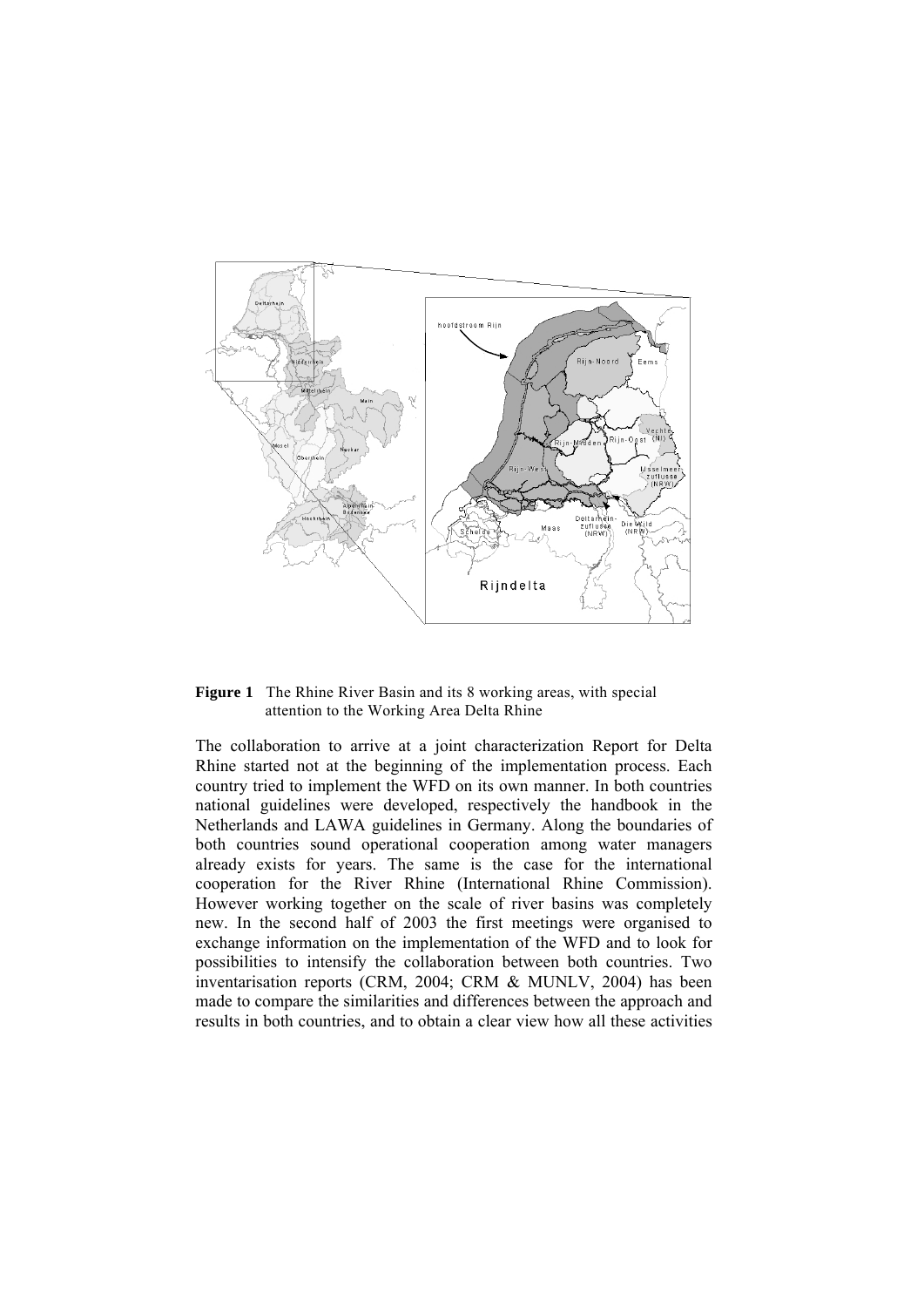**Figure 1** The Rhine River Basin and its 8 working areas, with special attention to the Working Area Delta Rhine

The collaboration to arrive at a joint characterization Report for Delta Rhine started not at the beginning of the implementation process. Each country tried to implement the WFD on its own manner. In both countries national guidelines were developed, respectively the handbook in the Netherlands and LAWA guidelines in Germany. Along the boundaries of both countries sound operational cooperation among water managers already exists for years. The same is the case for the international cooperation for the River Rhine (International Rhine Commission). However working together on the scale of river basins was completely new. In the second half of 2003 the first meetings were organised to exchange information on the implementation of the WFD and to look for possibilities to intensify the collaboration between both countries. Two inventarisation reports (CRM, 2004; CRM & MUNLV, 2004) has been made to compare the similarities and differences between the approach and results in both countries, and to obtain a clear view how all these activities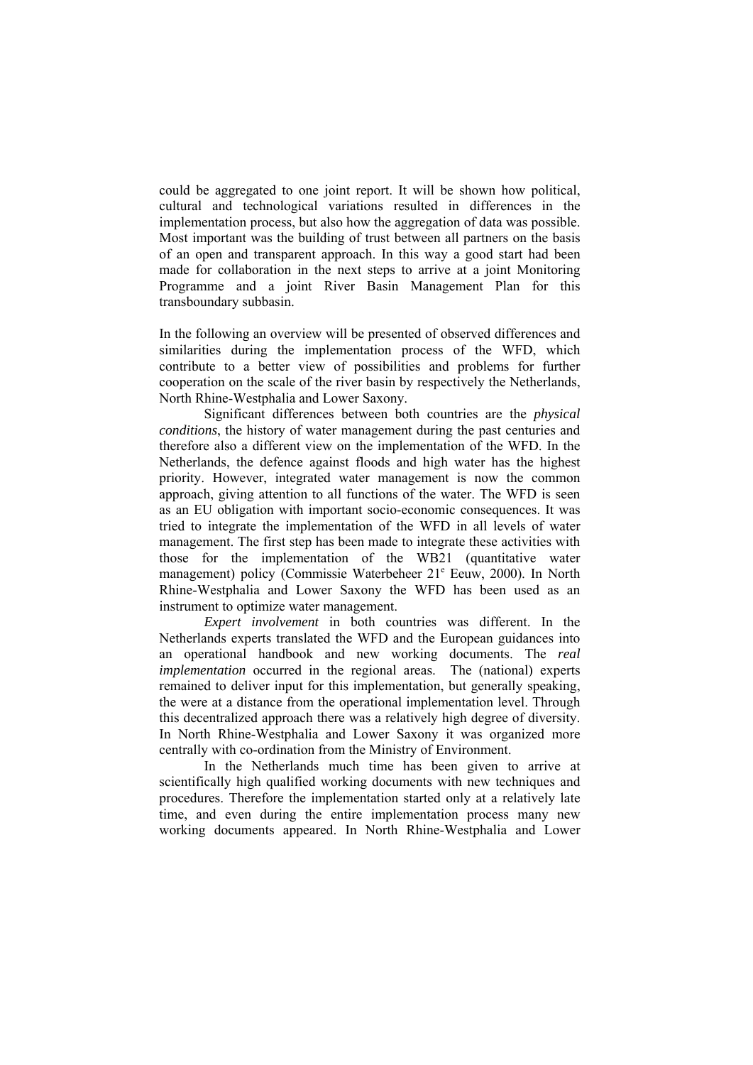could be aggregated to one joint report. It will be shown how political, cultural and technological variations resulted in differences in the implementation process, but also how the aggregation of data was possible. Most important was the building of trust between all partners on the basis of an open and transparent approach. In this way a good start had been made for collaboration in the next steps to arrive at a joint Monitoring Programme and a joint River Basin Management Plan for this transboundary subbasin.

In the following an overview will be presented of observed differences and similarities during the implementation process of the WFD, which contribute to a better view of possibilities and problems for further cooperation on the scale of the river basin by respectively the Netherlands, North Rhine-Westphalia and Lower Saxony.

Significant differences between both countries are the *physical conditions*, the history of water management during the past centuries and therefore also a different view on the implementation of the WFD. In the Netherlands, the defence against floods and high water has the highest priority. However, integrated water management is now the common approach, giving attention to all functions of the water. The WFD is seen as an EU obligation with important socio-economic consequences. It was tried to integrate the implementation of the WFD in all levels of water management. The first step has been made to integrate these activities with those for the implementation of the WB21 (quantitative water management) policy (Commissie Waterbeheer 21e Eeuw, 2000). In North Rhine-Westphalia and Lower Saxony the WFD has been used as an instrument to optimize water management.

*Expert involvement* in both countries was different. In the Netherlands experts translated the WFD and the European guidances into an operational handbook and new working documents. The *real implementation* occurred in the regional areas. The (national) experts remained to deliver input for this implementation, but generally speaking, the were at a distance from the operational implementation level. Through this decentralized approach there was a relatively high degree of diversity. In North Rhine-Westphalia and Lower Saxony it was organized more centrally with co-ordination from the Ministry of Environment.

In the Netherlands much time has been given to arrive at scientifically high qualified working documents with new techniques and procedures. Therefore the implementation started only at a relatively late time, and even during the entire implementation process many new working documents appeared. In North Rhine-Westphalia and Lower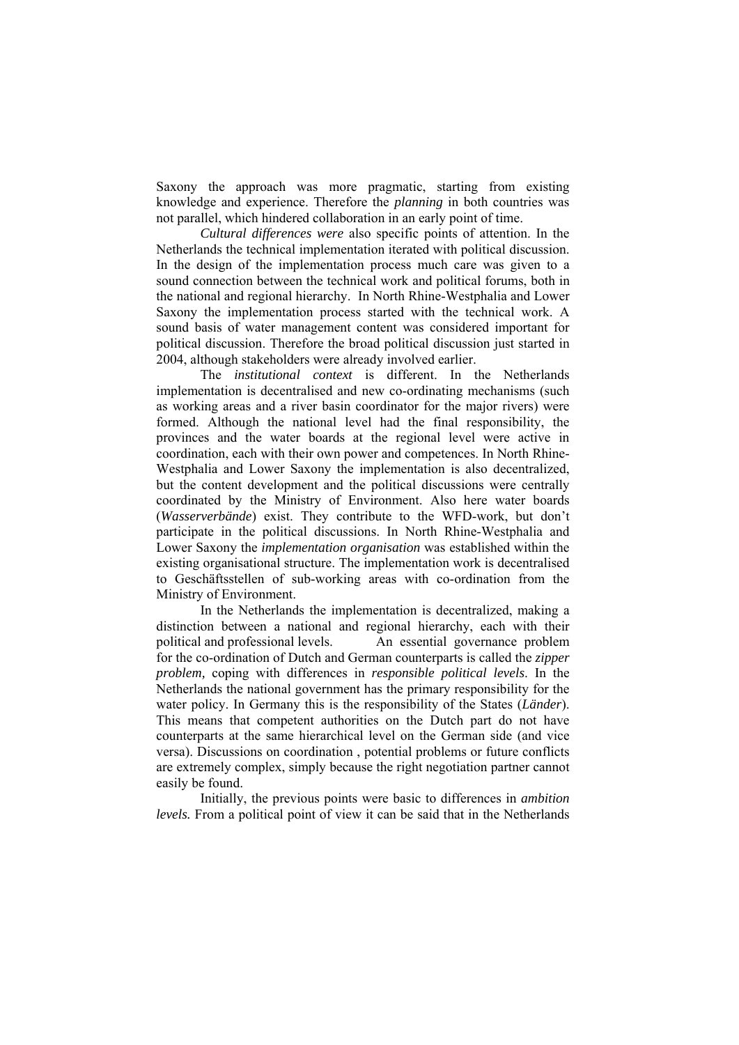Saxony the approach was more pragmatic, starting from existing knowledge and experience. Therefore the *planning* in both countries was not parallel, which hindered collaboration in an early point of time.

*Cultural differences were* also specific points of attention. In the Netherlands the technical implementation iterated with political discussion. In the design of the implementation process much care was given to a sound connection between the technical work and political forums, both in the national and regional hierarchy. In North Rhine-Westphalia and Lower Saxony the implementation process started with the technical work. A sound basis of water management content was considered important for political discussion. Therefore the broad political discussion just started in 2004, although stakeholders were already involved earlier.

The *institutional context* is different. In the Netherlands implementation is decentralised and new co-ordinating mechanisms (such as working areas and a river basin coordinator for the major rivers) were formed. Although the national level had the final responsibility, the provinces and the water boards at the regional level were active in coordination, each with their own power and competences. In North Rhine-Westphalia and Lower Saxony the implementation is also decentralized, but the content development and the political discussions were centrally coordinated by the Ministry of Environment. Also here water boards (*Wasserverbände*) exist. They contribute to the WFD-work, but don't participate in the political discussions. In North Rhine-Westphalia and Lower Saxony the *implementation organisation* was established within the existing organisational structure. The implementation work is decentralised to Geschäftsstellen of sub-working areas with co-ordination from the Ministry of Environment.

In the Netherlands the implementation is decentralized, making a distinction between a national and regional hierarchy, each with their political and professional levels. An essential governance problem for the co-ordination of Dutch and German counterparts is called the *zipper problem,* coping with differences in *responsible political levels*. In the Netherlands the national government has the primary responsibility for the water policy. In Germany this is the responsibility of the States (*Länder*). This means that competent authorities on the Dutch part do not have counterparts at the same hierarchical level on the German side (and vice versa). Discussions on coordination , potential problems or future conflicts are extremely complex, simply because the right negotiation partner cannot easily be found.

Initially, the previous points were basic to differences in *ambition levels.* From a political point of view it can be said that in the Netherlands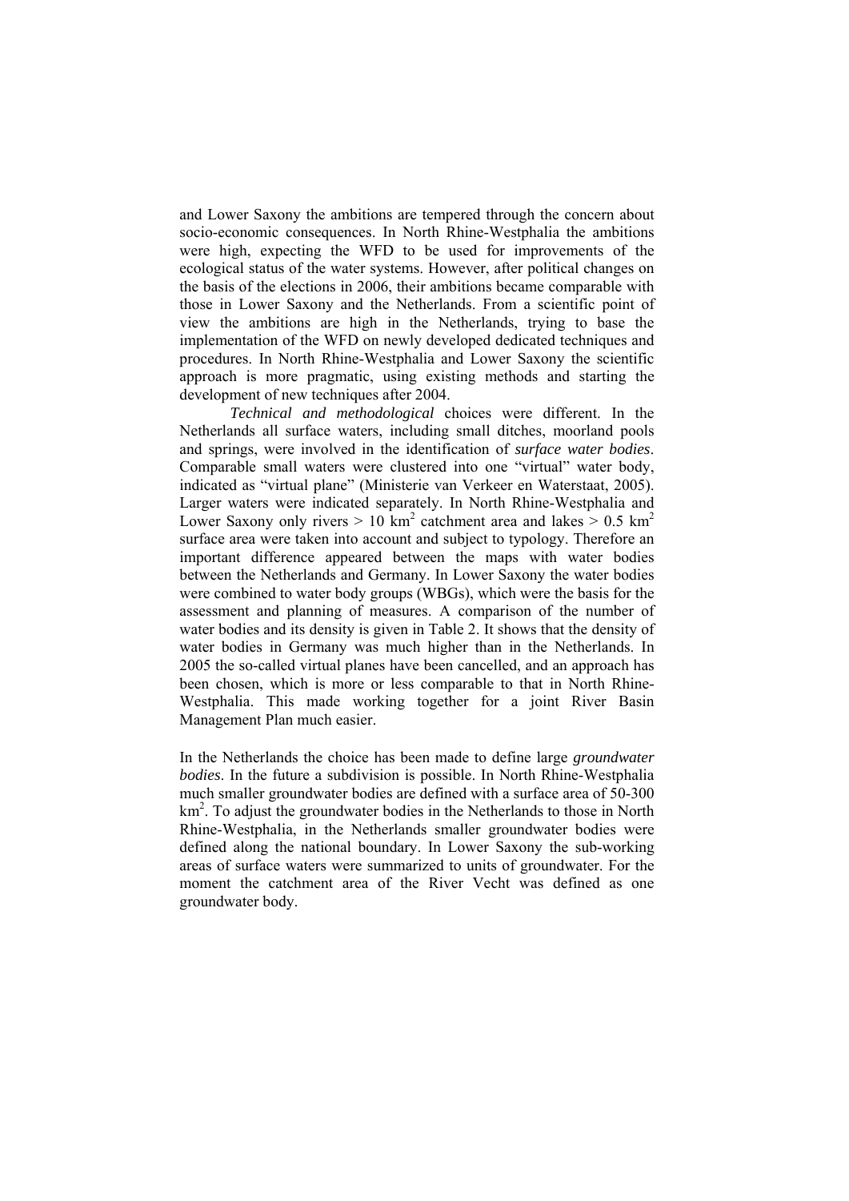and Lower Saxony the ambitions are tempered through the concern about socio-economic consequences. In North Rhine-Westphalia the ambitions were high, expecting the WFD to be used for improvements of the ecological status of the water systems. However, after political changes on the basis of the elections in 2006, their ambitions became comparable with those in Lower Saxony and the Netherlands. From a scientific point of view the ambitions are high in the Netherlands, trying to base the implementation of the WFD on newly developed dedicated techniques and procedures. In North Rhine-Westphalia and Lower Saxony the scientific approach is more pragmatic, using existing methods and starting the development of new techniques after 2004.

*Technical and methodological* choices were different. In the Netherlands all surface waters, including small ditches, moorland pools and springs, were involved in the identification of *surface water bodies*. Comparable small waters were clustered into one "virtual" water body, indicated as "virtual plane" (Ministerie van Verkeer en Waterstaat, 2005). Larger waters were indicated separately. In North Rhine-Westphalia and Lower Saxony only rivers > 10 km$^2$ catchment area and lakes > 0.5 km$^2$ surface area were taken into account and subject to typology. Therefore an important difference appeared between the maps with water bodies between the Netherlands and Germany. In Lower Saxony the water bodies were combined to water body groups (WBGs), which were the basis for the assessment and planning of measures. A comparison of the number of water bodies and its density is given in Table 2. It shows that the density of water bodies in Germany was much higher than in the Netherlands. In 2005 the so-called virtual planes have been cancelled, and an approach has been chosen, which is more or less comparable to that in North Rhine-Westphalia. This made working together for a joint River Basin Management Plan much easier.

In the Netherlands the choice has been made to define large *groundwater bodies*. In the future a subdivision is possible. In North Rhine-Westphalia much smaller groundwater bodies are defined with a surface area of 50-300 km$^2$. To adjust the groundwater bodies in the Netherlands to those in North Rhine-Westphalia, in the Netherlands smaller groundwater bodies were defined along the national boundary. In Lower Saxony the sub-working areas of surface waters were summarized to units of groundwater. For the moment the catchment area of the River Vecht was defined as one groundwater body.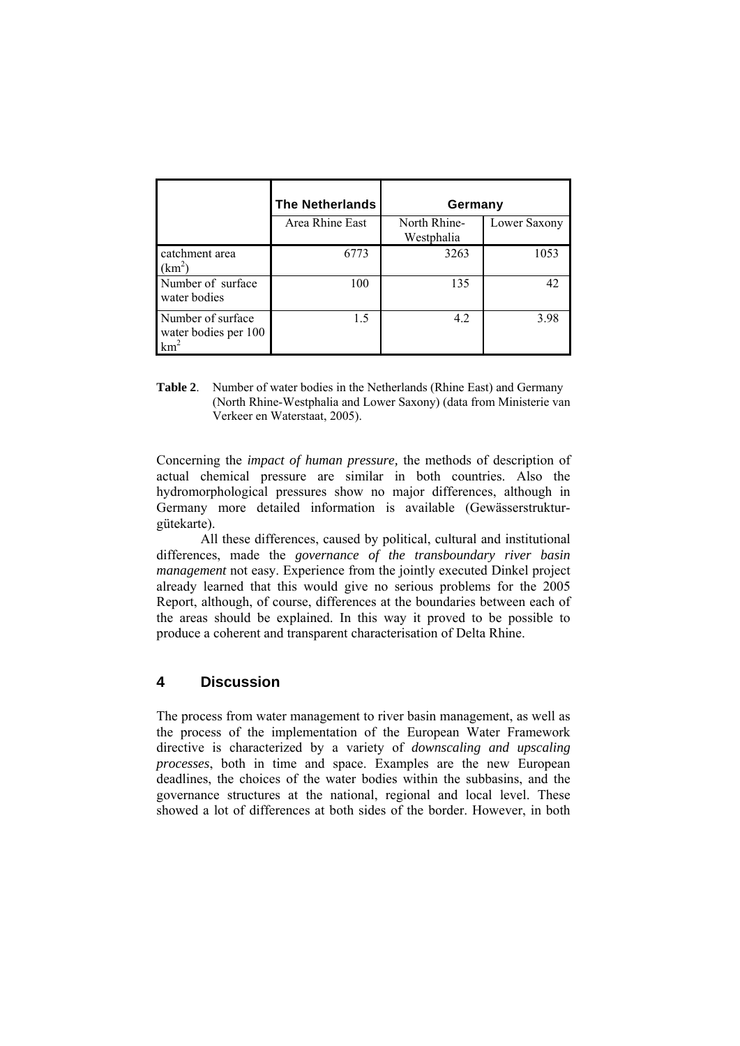| | The Netherlands | Germany | |
|---|---|---|---|
| | Area Rhine East | North Rhine-Westphalia | Lower Saxony |
| catchment area ($km^2$) | 6773 | 3263 | 1053 |
| Number of surface water bodies | 100 | 135 | 42 |
| Number of surface water bodies per 100 $km^2$ | 1.5 | 4.2 | 3.98 |

**Table 2**. Number of water bodies in the Netherlands (Rhine East) and Germany (North Rhine-Westphalia and Lower Saxony) (data from Ministerie van Verkeer en Waterstaat, 2005).

Concerning the *impact of human pressure,* the methods of description of actual chemical pressure are similar in both countries. Also the hydromorphological pressures show no major differences, although in Germany more detailed information is available (Gewässerstruktur-gütekarte).

All these differences, caused by political, cultural and institutional differences, made the *governance of the transboundary river basin management* not easy. Experience from the jointly executed Dinkel project already learned that this would give no serious problems for the 2005 Report, although, of course, differences at the boundaries between each of the areas should be explained. In this way it proved to be possible to produce a coherent and transparent characterisation of Delta Rhine.

## 4 Discussion

The process from water management to river basin management, as well as the process of the implementation of the European Water Framework directive is characterized by a variety of *downscaling and upscaling processes*, both in time and space. Examples are the new European deadlines, the choices of the water bodies within the subbasins, and the governance structures at the national, regional and local level. These showed a lot of differences at both sides of the border. However, in both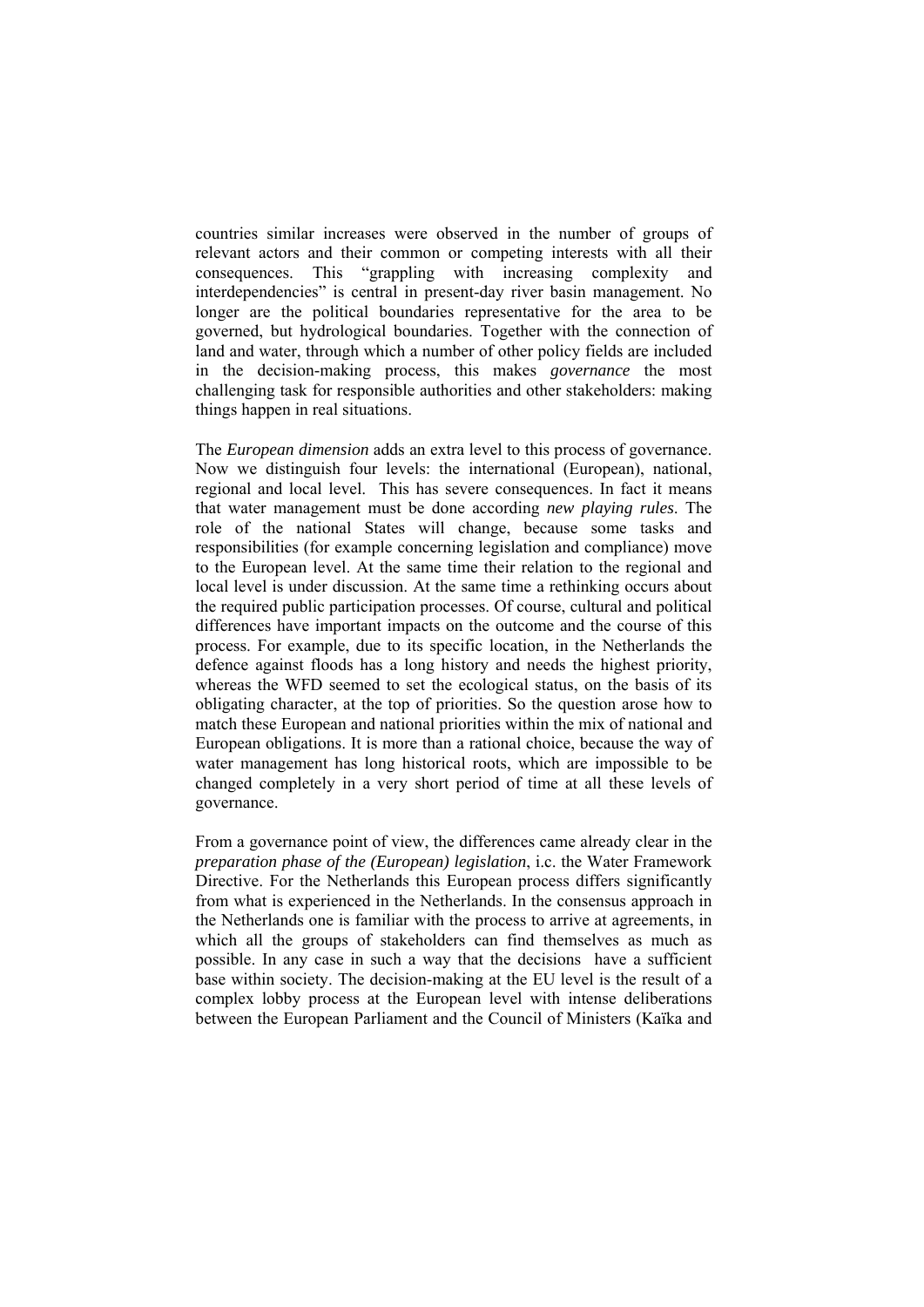countries similar increases were observed in the number of groups of relevant actors and their common or competing interests with all their consequences. This "grappling with increasing complexity and interdependencies" is central in present-day river basin management. No longer are the political boundaries representative for the area to be governed, but hydrological boundaries. Together with the connection of land and water, through which a number of other policy fields are included in the decision-making process, this makes *governance* the most challenging task for responsible authorities and other stakeholders: making things happen in real situations.

The *European dimension* adds an extra level to this process of governance. Now we distinguish four levels: the international (European), national, regional and local level. This has severe consequences. In fact it means that water management must be done according *new playing rules*. The role of the national States will change, because some tasks and responsibilities (for example concerning legislation and compliance) move to the European level. At the same time their relation to the regional and local level is under discussion. At the same time a rethinking occurs about the required public participation processes. Of course, cultural and political differences have important impacts on the outcome and the course of this process. For example, due to its specific location, in the Netherlands the defence against floods has a long history and needs the highest priority, whereas the WFD seemed to set the ecological status, on the basis of its obligating character, at the top of priorities. So the question arose how to match these European and national priorities within the mix of national and European obligations. It is more than a rational choice, because the way of water management has long historical roots, which are impossible to be changed completely in a very short period of time at all these levels of governance.

From a governance point of view, the differences came already clear in the *preparation phase of the (European) legislation*, i.c. the Water Framework Directive. For the Netherlands this European process differs significantly from what is experienced in the Netherlands. In the consensus approach in the Netherlands one is familiar with the process to arrive at agreements, in which all the groups of stakeholders can find themselves as much as possible. In any case in such a way that the decisions have a sufficient base within society. The decision-making at the EU level is the result of a complex lobby process at the European level with intense deliberations between the European Parliament and the Council of Ministers (Kaïka and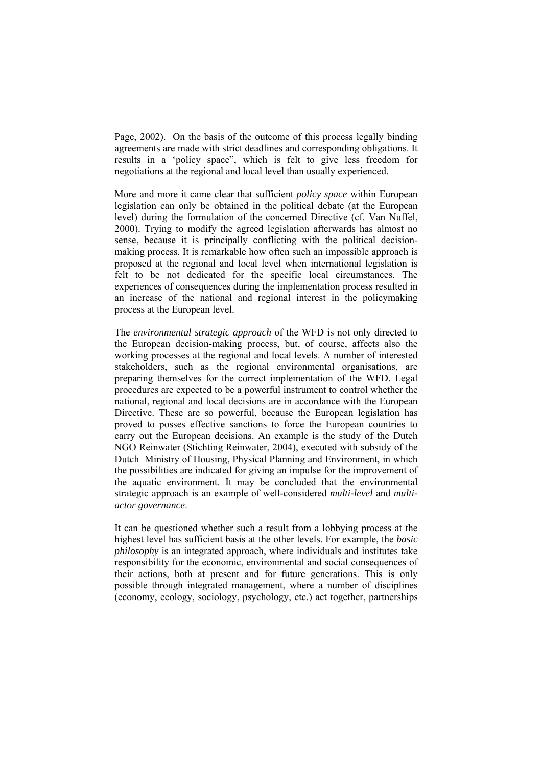Page, 2002). On the basis of the outcome of this process legally binding agreements are made with strict deadlines and corresponding obligations. It results in a 'policy space", which is felt to give less freedom for negotiations at the regional and local level than usually experienced.

More and more it came clear that sufficient *policy space* within European legislation can only be obtained in the political debate (at the European level) during the formulation of the concerned Directive (cf. Van Nuffel, 2000). Trying to modify the agreed legislation afterwards has almost no sense, because it is principally conflicting with the political decision-making process. It is remarkable how often such an impossible approach is proposed at the regional and local level when international legislation is felt to be not dedicated for the specific local circumstances. The experiences of consequences during the implementation process resulted in an increase of the national and regional interest in the policymaking process at the European level.

The *environmental strategic approach* of the WFD is not only directed to the European decision-making process, but, of course, affects also the working processes at the regional and local levels. A number of interested stakeholders, such as the regional environmental organisations, are preparing themselves for the correct implementation of the WFD. Legal procedures are expected to be a powerful instrument to control whether the national, regional and local decisions are in accordance with the European Directive. These are so powerful, because the European legislation has proved to posses effective sanctions to force the European countries to carry out the European decisions. An example is the study of the Dutch NGO Reinwater (Stichting Reinwater, 2004), executed with subsidy of the Dutch Ministry of Housing, Physical Planning and Environment, in which the possibilities are indicated for giving an impulse for the improvement of the aquatic environment. It may be concluded that the environmental strategic approach is an example of well-considered *multi-level* and *multi-actor governance*.

It can be questioned whether such a result from a lobbying process at the highest level has sufficient basis at the other levels. For example, the *basic philosophy* is an integrated approach, where individuals and institutes take responsibility for the economic, environmental and social consequences of their actions, both at present and for future generations. This is only possible through integrated management, where a number of disciplines (economy, ecology, sociology, psychology, etc.) act together, partnerships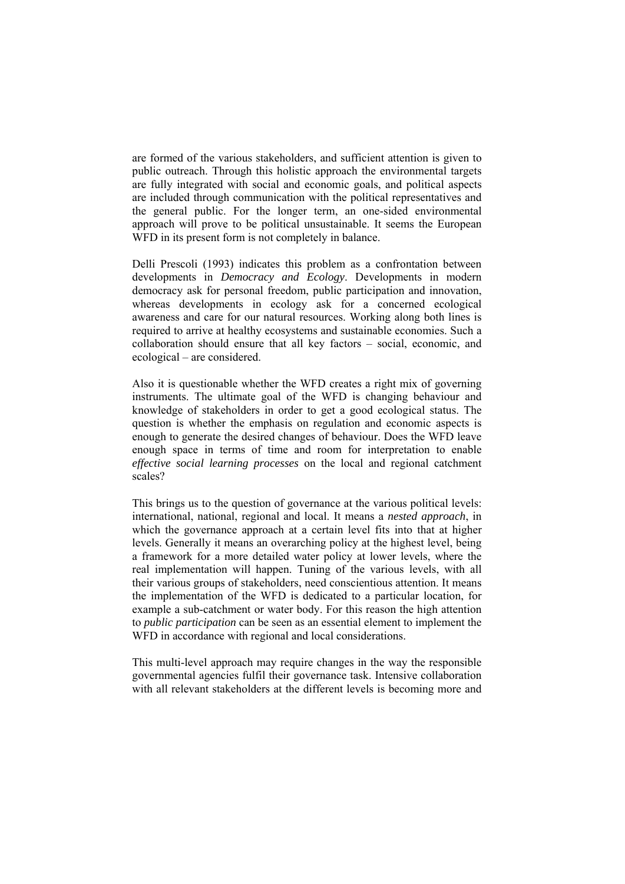are formed of the various stakeholders, and sufficient attention is given to public outreach. Through this holistic approach the environmental targets are fully integrated with social and economic goals, and political aspects are included through communication with the political representatives and the general public. For the longer term, an one-sided environmental approach will prove to be political unsustainable. It seems the European WFD in its present form is not completely in balance.

Delli Prescoli (1993) indicates this problem as a confrontation between developments in *Democracy and Ecology*. Developments in modern democracy ask for personal freedom, public participation and innovation, whereas developments in ecology ask for a concerned ecological awareness and care for our natural resources. Working along both lines is required to arrive at healthy ecosystems and sustainable economies. Such a collaboration should ensure that all key factors – social, economic, and ecological – are considered.

Also it is questionable whether the WFD creates a right mix of governing instruments. The ultimate goal of the WFD is changing behaviour and knowledge of stakeholders in order to get a good ecological status. The question is whether the emphasis on regulation and economic aspects is enough to generate the desired changes of behaviour. Does the WFD leave enough space in terms of time and room for interpretation to enable *effective social learning processes* on the local and regional catchment scales?

This brings us to the question of governance at the various political levels: international, national, regional and local. It means a *nested approach*, in which the governance approach at a certain level fits into that at higher levels. Generally it means an overarching policy at the highest level, being a framework for a more detailed water policy at lower levels, where the real implementation will happen. Tuning of the various levels, with all their various groups of stakeholders, need conscientious attention. It means the implementation of the WFD is dedicated to a particular location, for example a sub-catchment or water body. For this reason the high attention to *public participation* can be seen as an essential element to implement the WFD in accordance with regional and local considerations.

This multi-level approach may require changes in the way the responsible governmental agencies fulfil their governance task. Intensive collaboration with all relevant stakeholders at the different levels is becoming more and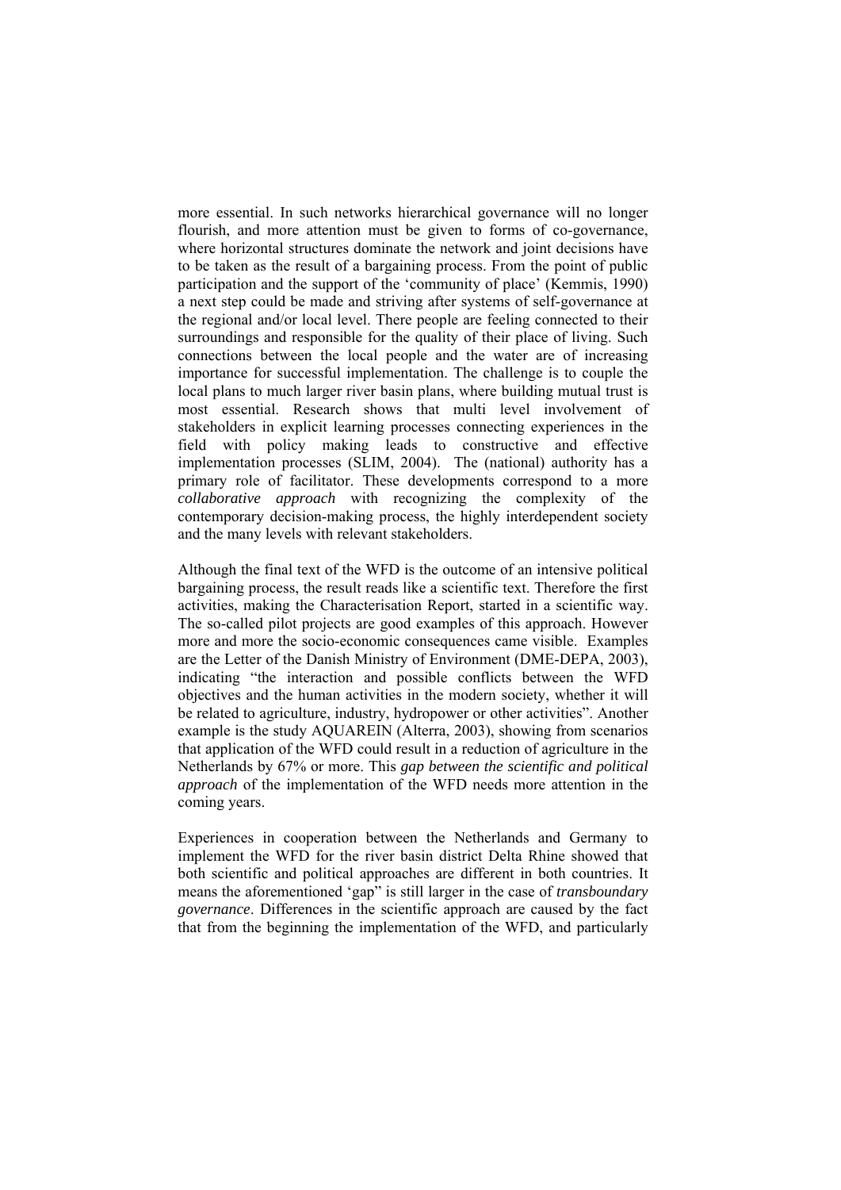more essential. In such networks hierarchical governance will no longer flourish, and more attention must be given to forms of co-governance, where horizontal structures dominate the network and joint decisions have to be taken as the result of a bargaining process. From the point of public participation and the support of the 'community of place' (Kemmis, 1990) a next step could be made and striving after systems of self-governance at the regional and/or local level. There people are feeling connected to their surroundings and responsible for the quality of their place of living. Such connections between the local people and the water are of increasing importance for successful implementation. The challenge is to couple the local plans to much larger river basin plans, where building mutual trust is most essential. Research shows that multi level involvement of stakeholders in explicit learning processes connecting experiences in the field with policy making leads to constructive and effective implementation processes (SLIM, 2004). The (national) authority has a primary role of facilitator. These developments correspond to a more *collaborative approach* with recognizing the complexity of the contemporary decision-making process, the highly interdependent society and the many levels with relevant stakeholders.

Although the final text of the WFD is the outcome of an intensive political bargaining process, the result reads like a scientific text. Therefore the first activities, making the Characterisation Report, started in a scientific way. The so-called pilot projects are good examples of this approach. However more and more the socio-economic consequences came visible. Examples are the Letter of the Danish Ministry of Environment (DME-DEPA, 2003), indicating "the interaction and possible conflicts between the WFD objectives and the human activities in the modern society, whether it will be related to agriculture, industry, hydropower or other activities". Another example is the study AQUAREIN (Alterra, 2003), showing from scenarios that application of the WFD could result in a reduction of agriculture in the Netherlands by 67% or more. This *gap between the scientific and political approach* of the implementation of the WFD needs more attention in the coming years.

Experiences in cooperation between the Netherlands and Germany to implement the WFD for the river basin district Delta Rhine showed that both scientific and political approaches are different in both countries. It means the aforementioned 'gap" is still larger in the case of *transboundary governance*. Differences in the scientific approach are caused by the fact that from the beginning the implementation of the WFD, and particularly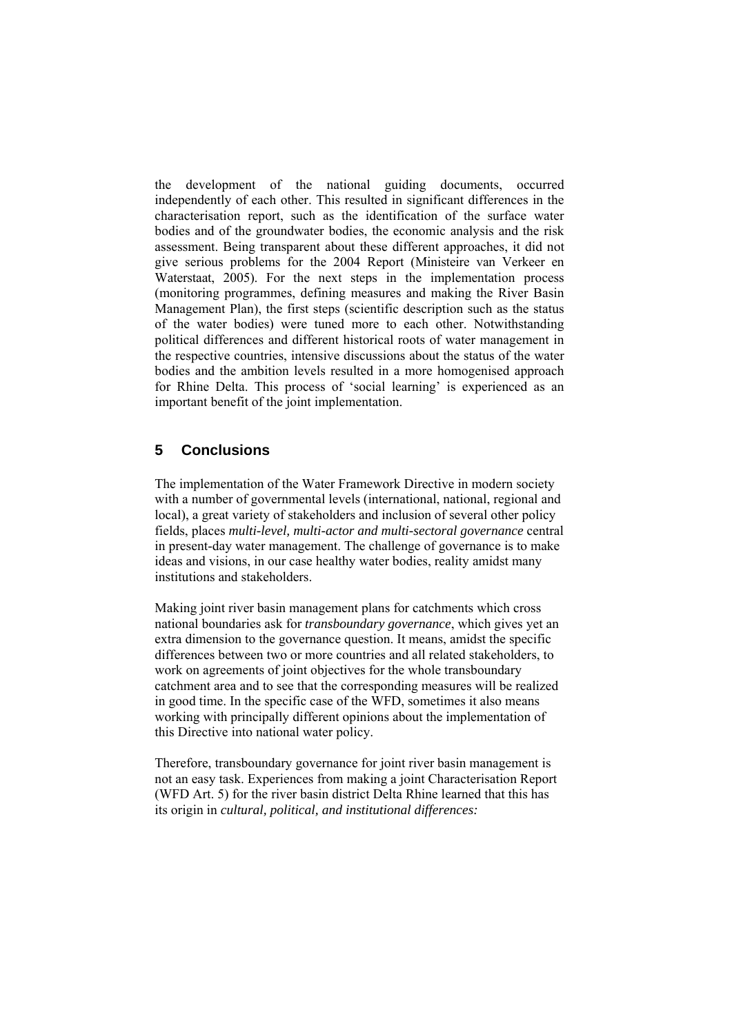the development of the national guiding documents, occurred independently of each other. This resulted in significant differences in the characterisation report, such as the identification of the surface water bodies and of the groundwater bodies, the economic analysis and the risk assessment. Being transparent about these different approaches, it did not give serious problems for the 2004 Report (Ministeire van Verkeer en Waterstaat, 2005). For the next steps in the implementation process (monitoring programmes, defining measures and making the River Basin Management Plan), the first steps (scientific description such as the status of the water bodies) were tuned more to each other. Notwithstanding political differences and different historical roots of water management in the respective countries, intensive discussions about the status of the water bodies and the ambition levels resulted in a more homogenised approach for Rhine Delta. This process of 'social learning' is experienced as an important benefit of the joint implementation.

## 5 Conclusions

The implementation of the Water Framework Directive in modern society with a number of governmental levels (international, national, regional and local), a great variety of stakeholders and inclusion of several other policy fields, places *multi-level, multi-actor and multi-sectoral governance* central in present-day water management. The challenge of governance is to make ideas and visions, in our case healthy water bodies, reality amidst many institutions and stakeholders.

Making joint river basin management plans for catchments which cross national boundaries ask for *transboundary governance*, which gives yet an extra dimension to the governance question. It means, amidst the specific differences between two or more countries and all related stakeholders, to work on agreements of joint objectives for the whole transboundary catchment area and to see that the corresponding measures will be realized in good time. In the specific case of the WFD, sometimes it also means working with principally different opinions about the implementation of this Directive into national water policy.

Therefore, transboundary governance for joint river basin management is not an easy task. Experiences from making a joint Characterisation Report (WFD Art. 5) for the river basin district Delta Rhine learned that this has its origin in *cultural, political, and institutional differences:*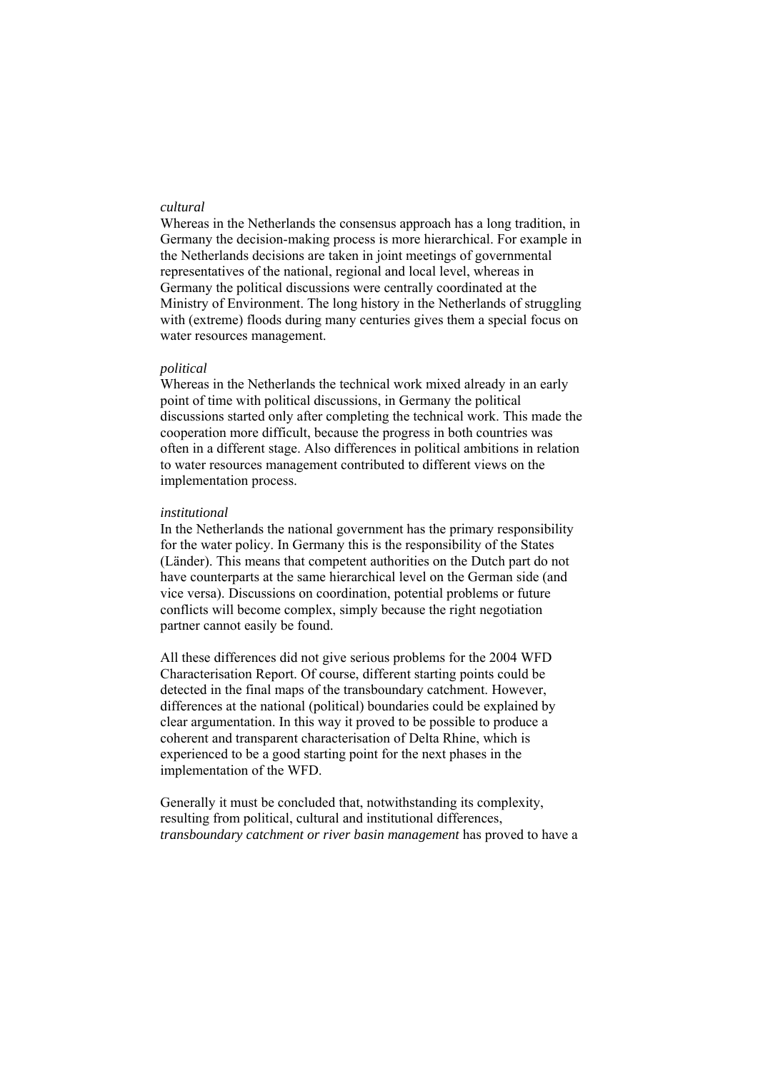*cultural*

Whereas in the Netherlands the consensus approach has a long tradition, in Germany the decision-making process is more hierarchical. For example in the Netherlands decisions are taken in joint meetings of governmental representatives of the national, regional and local level, whereas in Germany the political discussions were centrally coordinated at the Ministry of Environment. The long history in the Netherlands of struggling with (extreme) floods during many centuries gives them a special focus on water resources management.

*political*

Whereas in the Netherlands the technical work mixed already in an early point of time with political discussions, in Germany the political discussions started only after completing the technical work. This made the cooperation more difficult, because the progress in both countries was often in a different stage. Also differences in political ambitions in relation to water resources management contributed to different views on the implementation process.

*institutional*

In the Netherlands the national government has the primary responsibility for the water policy. In Germany this is the responsibility of the States (Länder). This means that competent authorities on the Dutch part do not have counterparts at the same hierarchical level on the German side (and vice versa). Discussions on coordination, potential problems or future conflicts will become complex, simply because the right negotiation partner cannot easily be found.

All these differences did not give serious problems for the 2004 WFD Characterisation Report. Of course, different starting points could be detected in the final maps of the transboundary catchment. However, differences at the national (political) boundaries could be explained by clear argumentation. In this way it proved to be possible to produce a coherent and transparent characterisation of Delta Rhine, which is experienced to be a good starting point for the next phases in the implementation of the WFD.

Generally it must be concluded that, notwithstanding its complexity, resulting from political, cultural and institutional differences, *transboundary catchment or river basin management* has proved to have a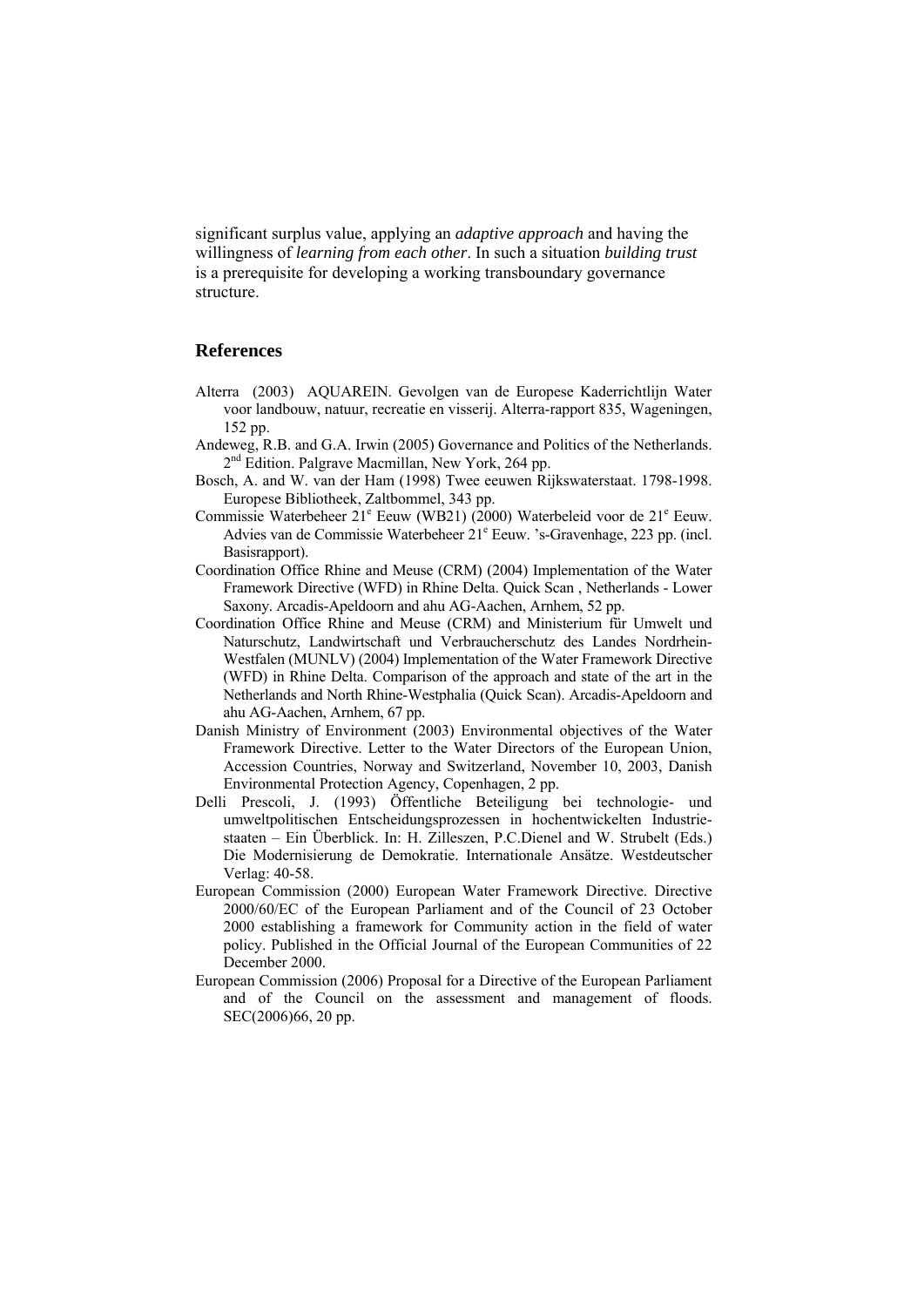significant surplus value, applying an *adaptive approach* and having the willingness of *learning from each other*. In such a situation *building trust* is a prerequisite for developing a working transboundary governance structure.

## References

Alterra (2003) AQUAREIN. Gevolgen van de Europese Kaderrichtlijn Water voor landbouw, natuur, recreatie en visserij. Alterra-rapport 835, Wageningen, 152 pp.

Andeweg, R.B. and G.A. Irwin (2005) Governance and Politics of the Netherlands. 2nd Edition. Palgrave Macmillan, New York, 264 pp.

Bosch, A. and W. van der Ham (1998) Twee eeuwen Rijkswaterstaat. 1798-1998. Europese Bibliotheek, Zaltbommel, 343 pp.

Commissie Waterbeheer 21e Eeuw (WB21) (2000) Waterbeleid voor de 21e Eeuw. Advies van de Commissie Waterbeheer 21e Eeuw. 's-Gravenhage, 223 pp. (incl. Basisrapport).

Coordination Office Rhine and Meuse (CRM) (2004) Implementation of the Water Framework Directive (WFD) in Rhine Delta. Quick Scan , Netherlands - Lower Saxony. Arcadis-Apeldoorn and ahu AG-Aachen, Arnhem, 52 pp.

Coordination Office Rhine and Meuse (CRM) and Ministerium für Umwelt und Naturschutz, Landwirtschaft und Verbraucherschutz des Landes Nordrhein-Westfalen (MUNLV) (2004) Implementation of the Water Framework Directive (WFD) in Rhine Delta. Comparison of the approach and state of the art in the Netherlands and North Rhine-Westphalia (Quick Scan). Arcadis-Apeldoorn and ahu AG-Aachen, Arnhem, 67 pp.

Danish Ministry of Environment (2003) Environmental objectives of the Water Framework Directive. Letter to the Water Directors of the European Union, Accession Countries, Norway and Switzerland, November 10, 2003, Danish Environmental Protection Agency, Copenhagen, 2 pp.

Delli Prescoli, J. (1993) Öffentliche Beteiligung bei technologie- und umweltpolitischen Entscheidungsprozessen in hochentwickelten Industriestaaten – Ein Überblick. In: H. Zilleszen, P.C.Dienel and W. Strubelt (Eds.) Die Modernisierung de Demokratie. Internationale Ansätze. Westdeutscher Verlag: 40-58.

European Commission (2000) European Water Framework Directive. Directive 2000/60/EC of the European Parliament and of the Council of 23 October 2000 establishing a framework for Community action in the field of water policy. Published in the Official Journal of the European Communities of 22 December 2000.

European Commission (2006) Proposal for a Directive of the European Parliament and of the Council on the assessment and management of floods. SEC(2006)66, 20 pp.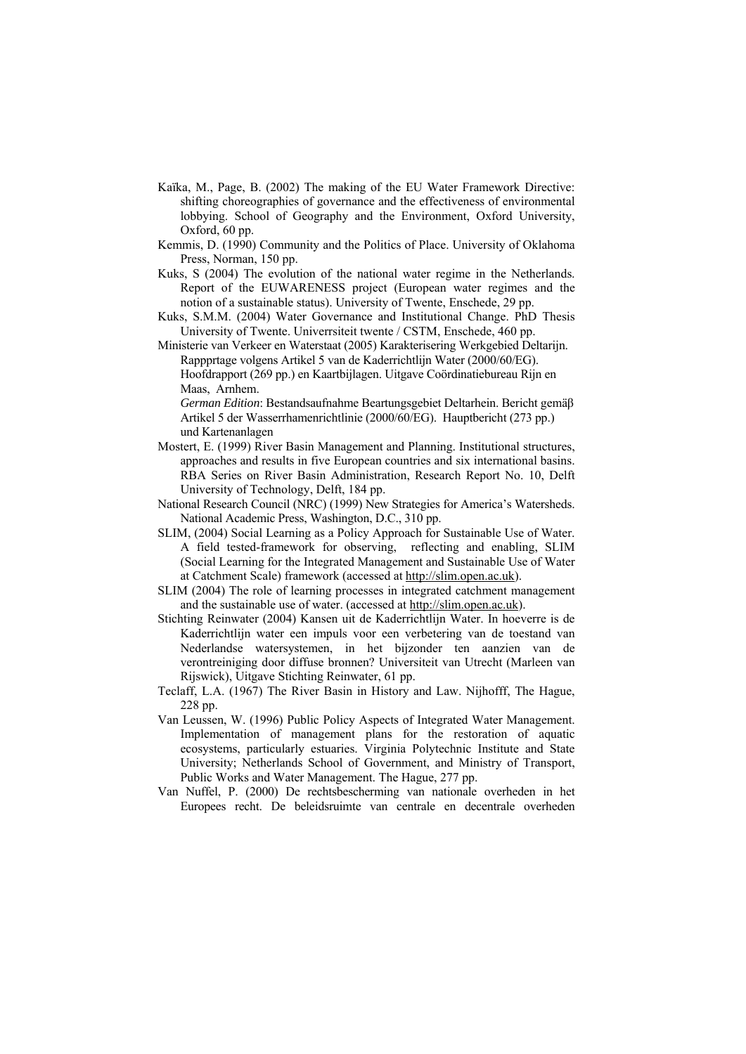Kaïka, M., Page, B. (2002) The making of the EU Water Framework Directive: shifting choreographies of governance and the effectiveness of environmental lobbying. School of Geography and the Environment, Oxford University, Oxford, 60 pp.

Kemmis, D. (1990) Community and the Politics of Place. University of Oklahoma Press, Norman, 150 pp.

Kuks, S (2004) The evolution of the national water regime in the Netherlands. Report of the EUWARENESS project (European water regimes and the notion of a sustainable status). University of Twente, Enschede, 29 pp.

Kuks, S.M.M. (2004) Water Governance and Institutional Change. PhD Thesis University of Twente. Univerrsiteit twente / CSTM, Enschede, 460 pp.

Ministerie van Verkeer en Waterstaat (2005) Karakterisering Werkgebied Deltarijn. Rappprtage volgens Artikel 5 van de Kaderrichtlijn Water (2000/60/EG). Hoofdrapport (269 pp.) en Kaartbijlagen. Uitgave Coördinatiebureau Rijn en Maas, Arnhem.
*German Edition*: Bestandsaufnahme Beartungsgebiet Deltarhein. Bericht gemäβ Artikel 5 der Wasserrhamenrichtlinie (2000/60/EG). Hauptbericht (273 pp.) und Kartenanlagen

Mostert, E. (1999) River Basin Management and Planning. Institutional structures, approaches and results in five European countries and six international basins. RBA Series on River Basin Administration, Research Report No. 10, Delft University of Technology, Delft, 184 pp.

National Research Council (NRC) (1999) New Strategies for America's Watersheds. National Academic Press, Washington, D.C., 310 pp.

SLIM, (2004) Social Learning as a Policy Approach for Sustainable Use of Water. A field tested-framework for observing, reflecting and enabling, SLIM (Social Learning for the Integrated Management and Sustainable Use of Water at Catchment Scale) framework (accessed at http://slim.open.ac.uk).

SLIM (2004) The role of learning processes in integrated catchment management and the sustainable use of water. (accessed at http://slim.open.ac.uk).

Stichting Reinwater (2004) Kansen uit de Kaderrichtlijn Water. In hoeverre is de Kaderrichtlijn water een impuls voor een verbetering van de toestand van Nederlandse watersystemen, in het bijzonder ten aanzien van de verontreiniging door diffuse bronnen? Universiteit van Utrecht (Marleen van Rijswick), Uitgave Stichting Reinwater, 61 pp.

Teclaff, L.A. (1967) The River Basin in History and Law. Nijhofff, The Hague, 228 pp.

Van Leussen, W. (1996) Public Policy Aspects of Integrated Water Management. Implementation of management plans for the restoration of aquatic ecosystems, particularly estuaries. Virginia Polytechnic Institute and State University; Netherlands School of Government, and Ministry of Transport, Public Works and Water Management. The Hague, 277 pp.

Van Nuffel, P. (2000) De rechtsbescherming van nationale overheden in het Europees recht. De beleidsruimte van centrale en decentrale overheden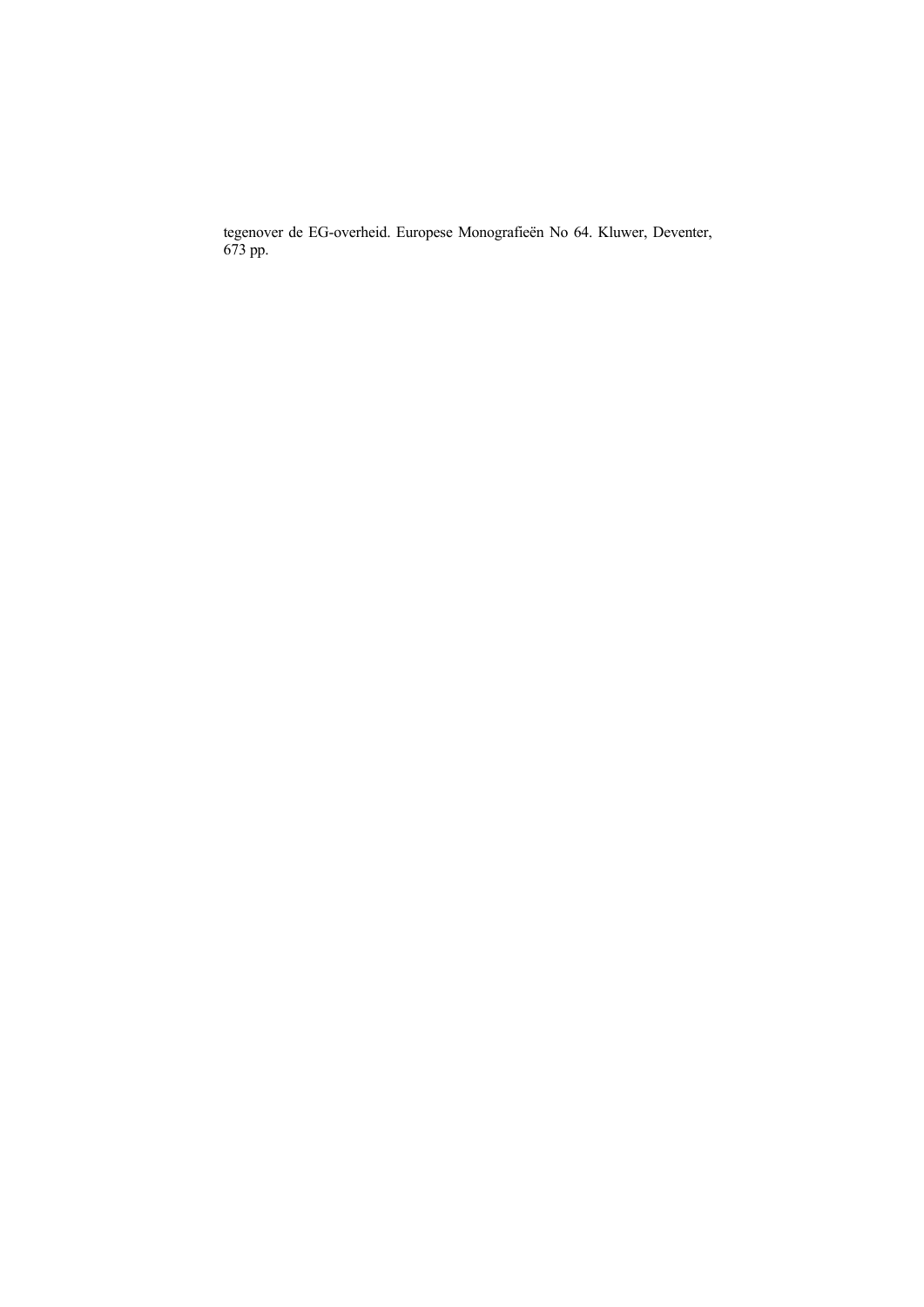tegenover de EG-overheid. Europese Monografieën No 64. Kluwer, Deventer, 673 pp.